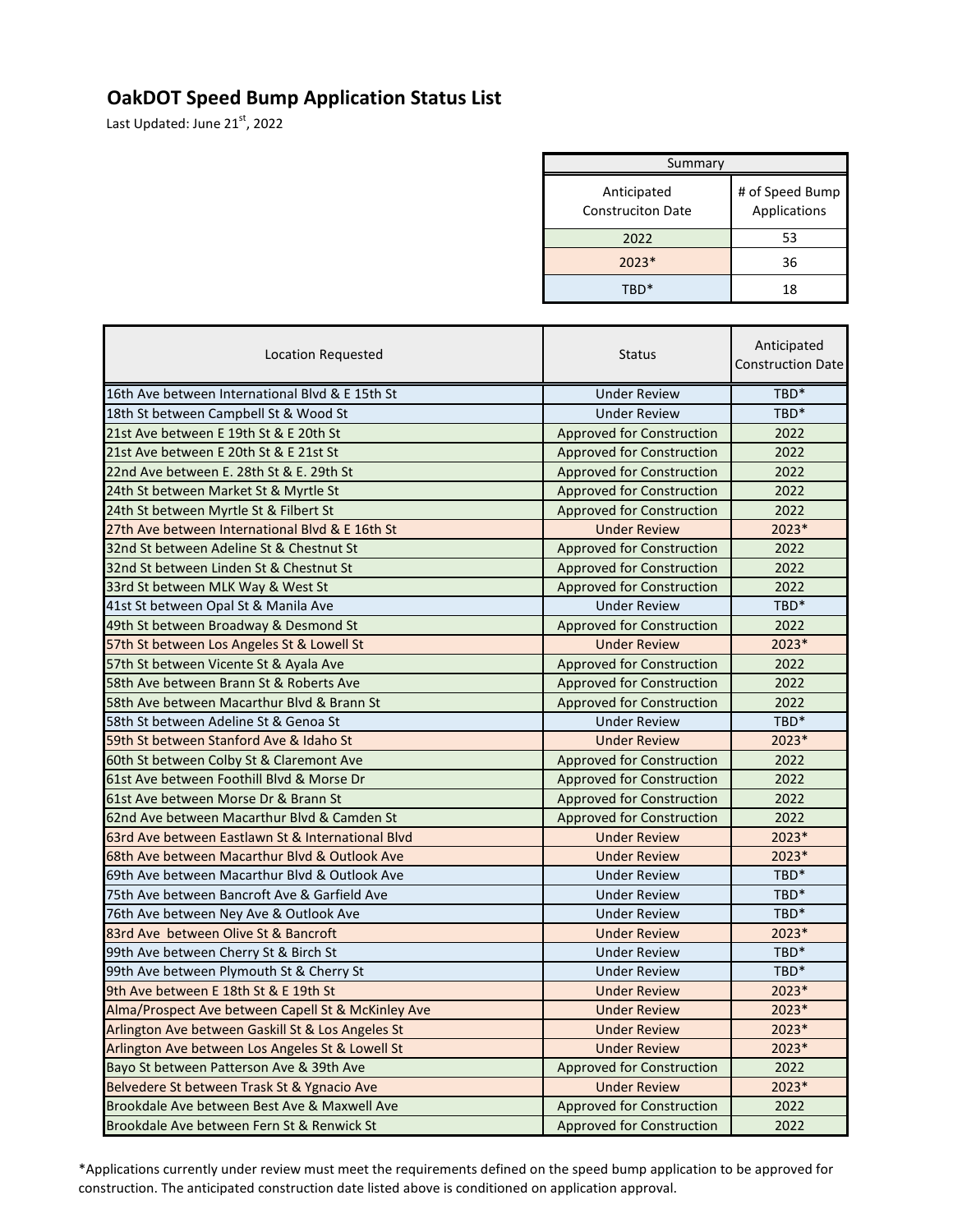# OakDOT Speed Bump Application Status List

Last Updated: June 21st, 2022

| Summary | |
|---|---|
| Anticipated Construciton Date | # of Speed Bump Applications |
| 2022 | 53 |
| 2023* | 36 |
| TBD* | 18 |

| Location Requested | Status | Anticipated Construction Date |
|---|---|---|
| 16th Ave between International Blvd & E 15th St | Under Review | TBD* |
| 18th St between Campbell St & Wood St | Under Review | TBD* |
| 21st Ave between E 19th St & E 20th St | Approved for Construction | 2022 |
| 21st Ave between E 20th St & E 21st St | Approved for Construction | 2022 |
| 22nd Ave between E. 28th St & E. 29th St | Approved for Construction | 2022 |
| 24th St between Market St & Myrtle St | Approved for Construction | 2022 |
| 24th St between Myrtle St & Filbert St | Approved for Construction | 2022 |
| 27th Ave between International Blvd & E 16th St | Under Review | 2023* |
| 32nd St between Adeline St & Chestnut St | Approved for Construction | 2022 |
| 32nd St between Linden St & Chestnut St | Approved for Construction | 2022 |
| 33rd St between MLK Way & West St | Approved for Construction | 2022 |
| 41st St between Opal St & Manila Ave | Under Review | TBD* |
| 49th St between Broadway & Desmond St | Approved for Construction | 2022 |
| 57th St between Los Angeles St & Lowell St | Under Review | 2023* |
| 57th St between Vicente St & Ayala Ave | Approved for Construction | 2022 |
| 58th Ave between Brann St & Roberts Ave | Approved for Construction | 2022 |
| 58th Ave between Macarthur Blvd & Brann St | Approved for Construction | 2022 |
| 58th St between Adeline St & Genoa St | Under Review | TBD* |
| 59th St between Stanford Ave & Idaho St | Under Review | 2023* |
| 60th St between Colby St & Claremont Ave | Approved for Construction | 2022 |
| 61st Ave between Foothill Blvd & Morse Dr | Approved for Construction | 2022 |
| 61st Ave between Morse Dr & Brann St | Approved for Construction | 2022 |
| 62nd Ave between Macarthur Blvd & Camden St | Approved for Construction | 2022 |
| 63rd Ave between Eastlawn St & International Blvd | Under Review | 2023* |
| 68th Ave between Macarthur Blvd & Outlook Ave | Under Review | 2023* |
| 69th Ave between Macarthur Blvd & Outlook Ave | Under Review | TBD* |
| 75th Ave between Bancroft Ave & Garfield Ave | Under Review | TBD* |
| 76th Ave between Ney Ave & Outlook Ave | Under Review | TBD* |
| 83rd Ave between Olive St & Bancroft | Under Review | 2023* |
| 99th Ave between Cherry St & Birch St | Under Review | TBD* |
| 99th Ave between Plymouth St & Cherry St | Under Review | TBD* |
| 9th Ave between E 18th St & E 19th St | Under Review | 2023* |
| Alma/Prospect Ave between Capell St & McKinley Ave | Under Review | 2023* |
| Arlington Ave between Gaskill St & Los Angeles St | Under Review | 2023* |
| Arlington Ave between Los Angeles St & Lowell St | Under Review | 2023* |
| Bayo St between Patterson Ave & 39th Ave | Approved for Construction | 2022 |
| Belvedere St between Trask St & Ygnacio Ave | Under Review | 2023* |
| Brookdale Ave between Best Ave & Maxwell Ave | Approved for Construction | 2022 |
| Brookdale Ave between Fern St & Renwick St | Approved for Construction | 2022 |

*Applications currently under review must meet the requirements defined on the speed bump application to be approved for construction. The anticipated construction date listed above is conditioned on application approval.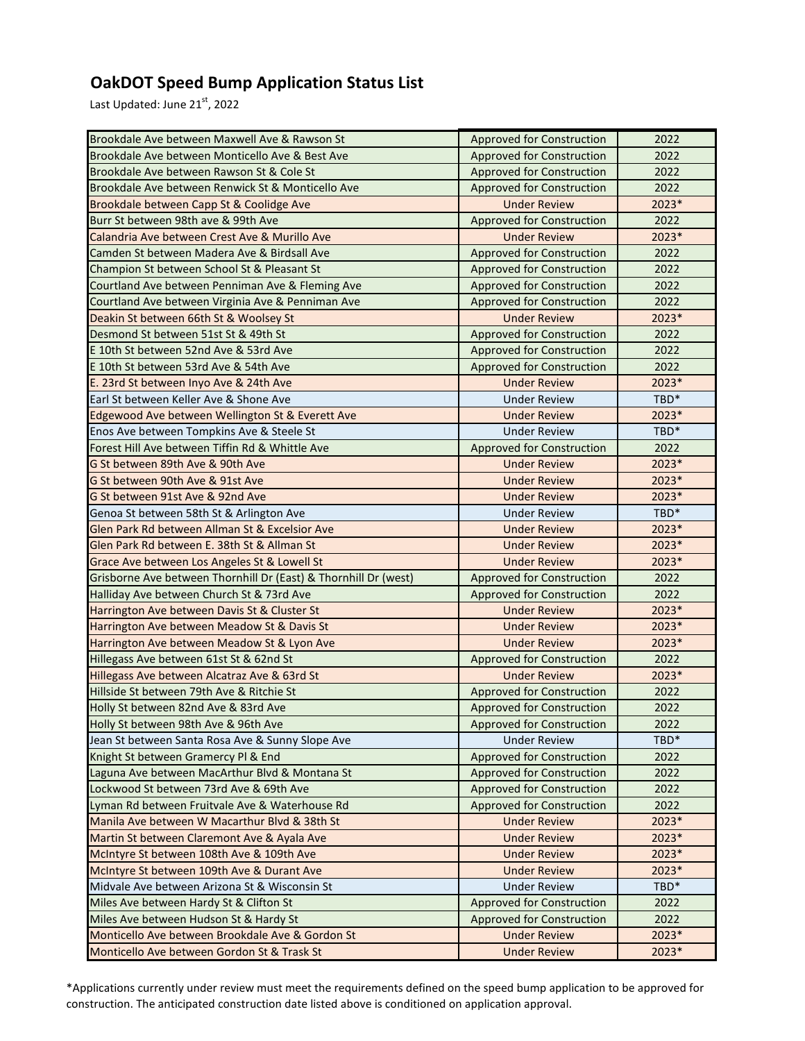# OakDOT Speed Bump Application Status List

Last Updated: June 21st, 2022

| Location | Status | Year |
|---|---|---|
| Brookdale Ave between Maxwell Ave & Rawson St | Approved for Construction | 2022 |
| Brookdale Ave between Monticello Ave & Best Ave | Approved for Construction | 2022 |
| Brookdale Ave between Rawson St & Cole St | Approved for Construction | 2022 |
| Brookdale Ave between Renwick St & Monticello Ave | Approved for Construction | 2022 |
| Brookdale between Capp St & Coolidge Ave | Under Review | 2023* |
| Burr St between 98th ave & 99th Ave | Approved for Construction | 2022 |
| Calandria Ave between Crest Ave & Murillo Ave | Under Review | 2023* |
| Camden St between Madera Ave & Birdsall Ave | Approved for Construction | 2022 |
| Champion St between School St & Pleasant St | Approved for Construction | 2022 |
| Courtland Ave between Penniman Ave & Fleming Ave | Approved for Construction | 2022 |
| Courtland Ave between Virginia Ave & Penniman Ave | Approved for Construction | 2022 |
| Deakin St between 66th St & Woolsey St | Under Review | 2023* |
| Desmond St between 51st St & 49th St | Approved for Construction | 2022 |
| E 10th St between 52nd Ave & 53rd Ave | Approved for Construction | 2022 |
| E 10th St between 53rd Ave & 54th Ave | Approved for Construction | 2022 |
| E. 23rd St between Inyo Ave & 24th Ave | Under Review | 2023* |
| Earl St between Keller Ave & Shone Ave | Under Review | TBD* |
| Edgewood Ave between Wellington St & Everett Ave | Under Review | 2023* |
| Enos Ave between Tompkins Ave & Steele St | Under Review | TBD* |
| Forest Hill Ave between Tiffin Rd & Whittle Ave | Approved for Construction | 2022 |
| G St between 89th Ave & 90th Ave | Under Review | 2023* |
| G St between 90th Ave & 91st Ave | Under Review | 2023* |
| G St between 91st Ave & 92nd Ave | Under Review | 2023* |
| Genoa St between 58th St & Arlington Ave | Under Review | TBD* |
| Glen Park Rd between Allman St & Excelsior Ave | Under Review | 2023* |
| Glen Park Rd between E. 38th St & Allman St | Under Review | 2023* |
| Grace Ave between Los Angeles St & Lowell St | Under Review | 2023* |
| Grisborne Ave between Thornhill Dr (East) & Thornhill Dr (west) | Approved for Construction | 2022 |
| Halliday Ave between Church St & 73rd Ave | Approved for Construction | 2022 |
| Harrington Ave between Davis St & Cluster St | Under Review | 2023* |
| Harrington Ave between Meadow St & Davis St | Under Review | 2023* |
| Harrington Ave between Meadow St & Lyon Ave | Under Review | 2023* |
| Hillegass Ave between 61st St & 62nd St | Approved for Construction | 2022 |
| Hillegass Ave between Alcatraz Ave & 63rd St | Under Review | 2023* |
| Hillside St between 79th Ave & Ritchie St | Approved for Construction | 2022 |
| Holly St between 82nd Ave & 83rd Ave | Approved for Construction | 2022 |
| Holly St between 98th Ave & 96th Ave | Approved for Construction | 2022 |
| Jean St between Santa Rosa Ave & Sunny Slope Ave | Under Review | TBD* |
| Knight St between Gramercy Pl & End | Approved for Construction | 2022 |
| Laguna Ave between MacArthur Blvd & Montana St | Approved for Construction | 2022 |
| Lockwood St between 73rd Ave & 69th Ave | Approved for Construction | 2022 |
| Lyman Rd between Fruitvale Ave & Waterhouse Rd | Approved for Construction | 2022 |
| Manila Ave between W Macarthur Blvd & 38th St | Under Review | 2023* |
| Martin St between Claremont Ave & Ayala Ave | Under Review | 2023* |
| McIntyre St between 108th Ave & 109th Ave | Under Review | 2023* |
| McIntyre St between 109th Ave & Durant Ave | Under Review | 2023* |
| Midvale Ave between Arizona St & Wisconsin St | Under Review | TBD* |
| Miles Ave between Hardy St & Clifton St | Approved for Construction | 2022 |
| Miles Ave between Hudson St & Hardy St | Approved for Construction | 2022 |
| Monticello Ave between Brookdale Ave & Gordon St | Under Review | 2023* |
| Monticello Ave between Gordon St & Trask St | Under Review | 2023* |

*Applications currently under review must meet the requirements defined on the speed bump application to be approved for construction. The anticipated construction date listed above is conditioned on application approval.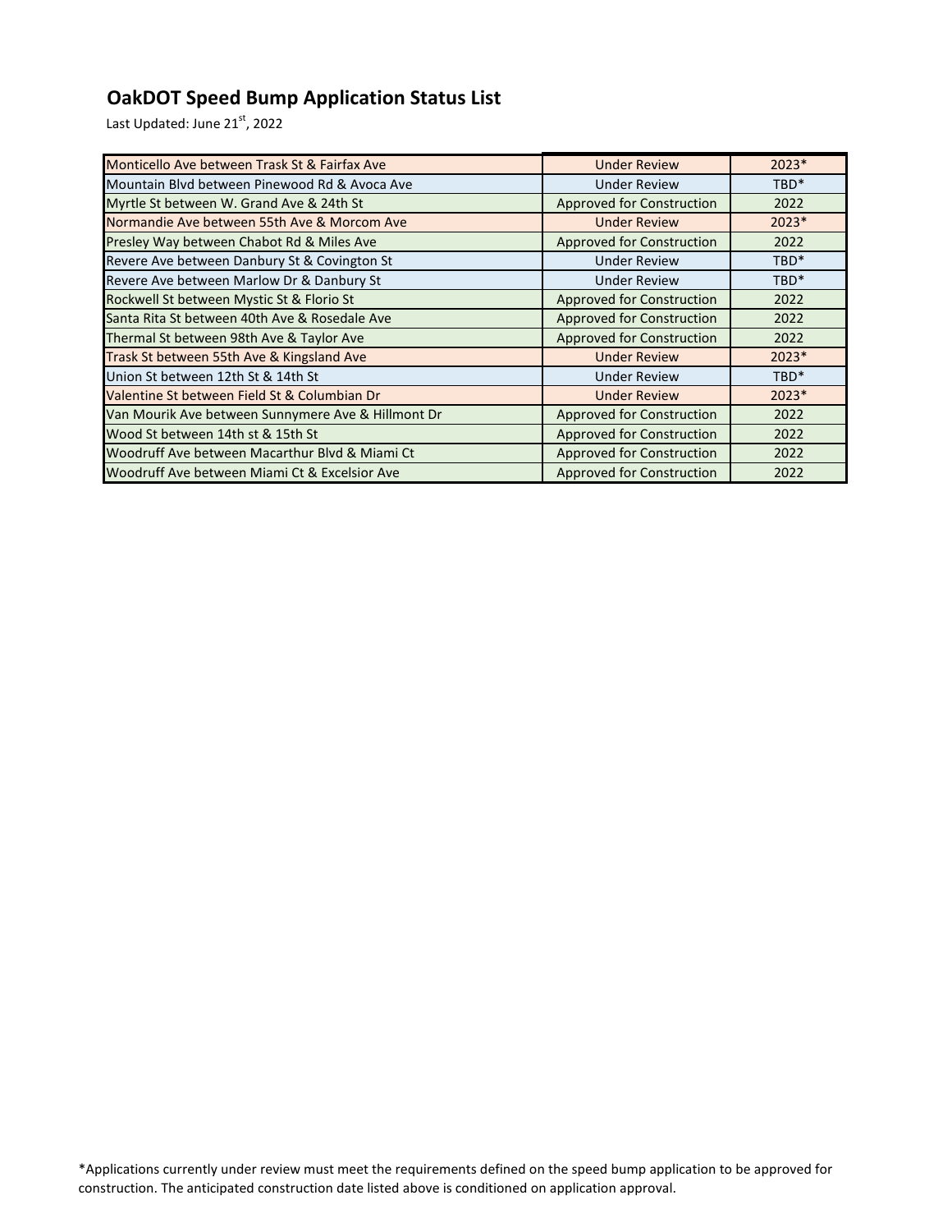## OakDOT Speed Bump Application Status List

Last Updated: June 21st, 2022

| | | |
|---|---|---|
| Monticello Ave between Trask St & Fairfax Ave | Under Review | 2023* |
| Mountain Blvd between Pinewood Rd & Avoca Ave | Under Review | TBD* |
| Myrtle St between W. Grand Ave & 24th St | Approved for Construction | 2022 |
| Normandie Ave between 55th Ave & Morcom Ave | Under Review | 2023* |
| Presley Way between Chabot Rd & Miles Ave | Approved for Construction | 2022 |
| Revere Ave between Danbury St & Covington St | Under Review | TBD* |
| Revere Ave between Marlow Dr & Danbury St | Under Review | TBD* |
| Rockwell St between Mystic St & Florio St | Approved for Construction | 2022 |
| Santa Rita St between 40th Ave & Rosedale Ave | Approved for Construction | 2022 |
| Thermal St between 98th Ave & Taylor Ave | Approved for Construction | 2022 |
| Trask St between 55th Ave & Kingsland Ave | Under Review | 2023* |
| Union St between 12th St & 14th St | Under Review | TBD* |
| Valentine St between Field St & Columbian Dr | Under Review | 2023* |
| Van Mourik Ave between Sunnymere Ave & Hillmont Dr | Approved for Construction | 2022 |
| Wood St between 14th st & 15th St | Approved for Construction | 2022 |
| Woodruff Ave between Macarthur Blvd & Miami Ct | Approved for Construction | 2022 |
| Woodruff Ave between Miami Ct & Excelsior Ave | Approved for Construction | 2022 |

*Applications currently under review must meet the requirements defined on the speed bump application to be approved for construction. The anticipated construction date listed above is conditioned on application approval.